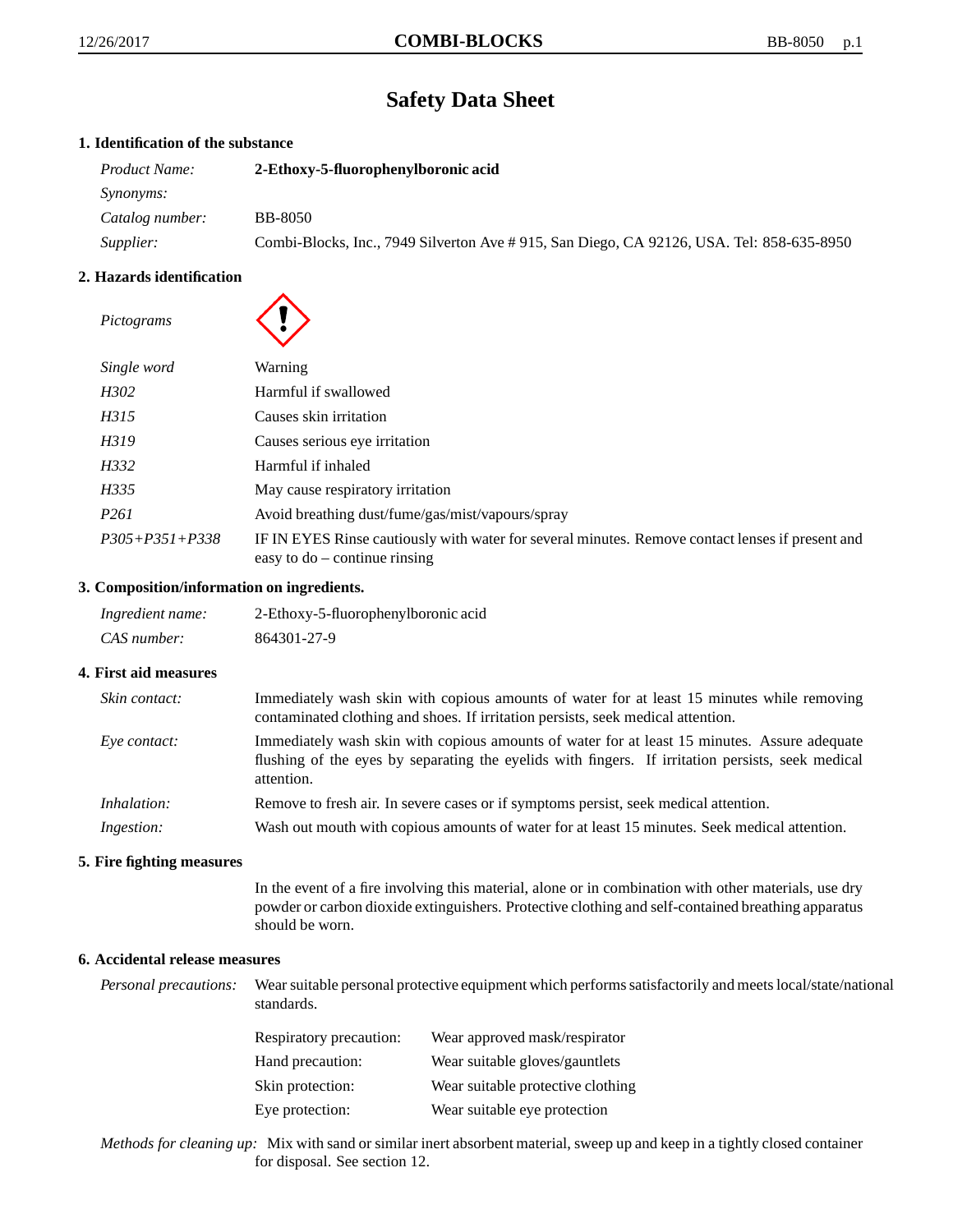# Safety Data Sheet

## 1. Identification of the substance

| | |
|---|---|
| *Product Name:* | **2-Ethoxy-5-fluorophenylboronic acid** |
| *Synonyms:* | |
| *Catalog number:* | BB-8050 |
| *Supplier:* | Combi-Blocks, Inc., 7949 Silverton Ave # 915, San Diego, CA 92126, USA. Tel: 858-635-8950 |

## 2. Hazards identification

| | |
|---|---|
| *Pictograms* | |
| *Single word* | Warning |
| *H302* | Harmful if swallowed |
| *H315* | Causes skin irritation |
| *H319* | Causes serious eye irritation |
| *H332* | Harmful if inhaled |
| *H335* | May cause respiratory irritation |
| *P261* | Avoid breathing dust/fume/gas/mist/vapours/spray |
| *P305+P351+P338* | IF IN EYES Rinse cautiously with water for several minutes. Remove contact lenses if present and easy to do – continue rinsing |

## 3. Composition/information on ingredients.

| | |
|---|---|
| *Ingredient name:* | 2-Ethoxy-5-fluorophenylboronic acid |
| *CAS number:* | 864301-27-9 |

## 4. First aid measures

| | |
|---|---|
| *Skin contact:* | Immediately wash skin with copious amounts of water for at least 15 minutes while removing contaminated clothing and shoes. If irritation persists, seek medical attention. |
| *Eye contact:* | Immediately wash skin with copious amounts of water for at least 15 minutes. Assure adequate flushing of the eyes by separating the eyelids with fingers. If irritation persists, seek medical attention. |
| *Inhalation:* | Remove to fresh air. In severe cases or if symptoms persist, seek medical attention. |
| *Ingestion:* | Wash out mouth with copious amounts of water for at least 15 minutes. Seek medical attention. |

## 5. Fire fighting measures

In the event of a fire involving this material, alone or in combination with other materials, use dry powder or carbon dioxide extinguishers. Protective clothing and self-contained breathing apparatus should be worn.

## 6. Accidental release measures

*Personal precautions:* Wear suitable personal protective equipment which performs satisfactorily and meets local/state/national standards.

| | |
|---|---|
| Respiratory precaution: | Wear approved mask/respirator |
| Hand precaution: | Wear suitable gloves/gauntlets |
| Skin protection: | Wear suitable protective clothing |
| Eye protection: | Wear suitable eye protection |

*Methods for cleaning up:* Mix with sand or similar inert absorbent material, sweep up and keep in a tightly closed container for disposal. See section 12.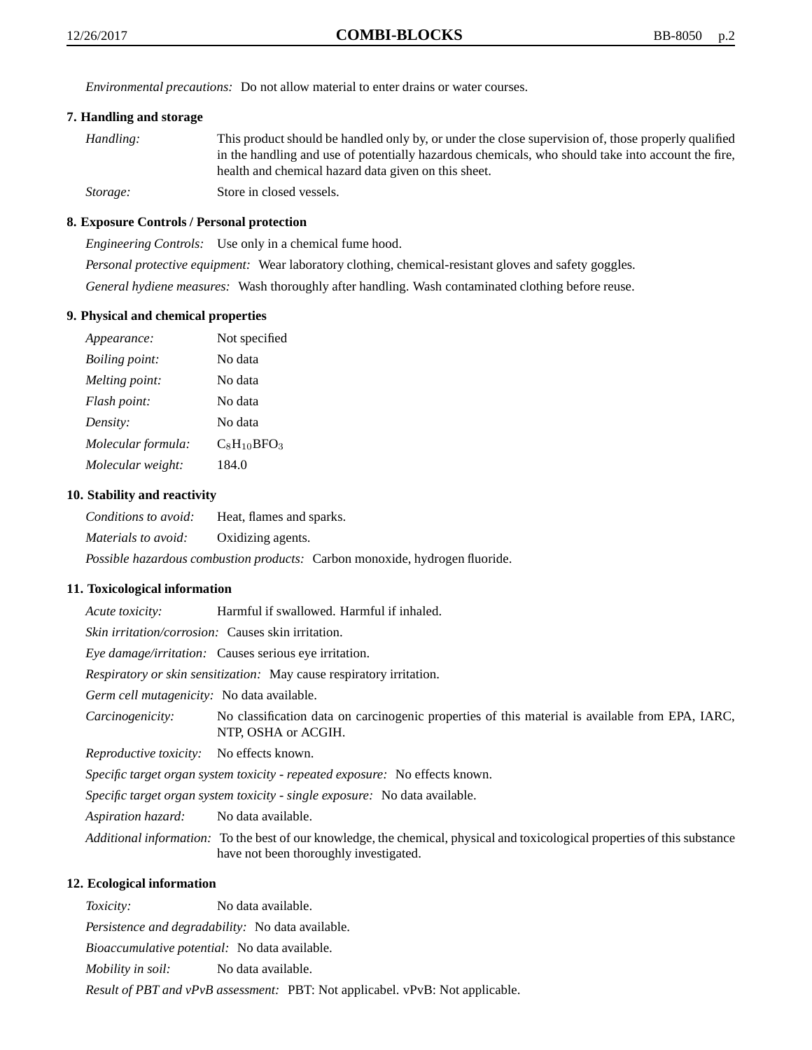*Environmental precautions:* Do not allow material to enter drains or water courses.

### 7. Handling and storage

*Handling:* This product should be handled only by, or under the close supervision of, those properly qualified in the handling and use of potentially hazardous chemicals, who should take into account the fire, health and chemical hazard data given on this sheet.

*Storage:* Store in closed vessels.

### 8. Exposure Controls / Personal protection

*Engineering Controls:* Use only in a chemical fume hood.

*Personal protective equipment:* Wear laboratory clothing, chemical-resistant gloves and safety goggles.

*General hydiene measures:* Wash thoroughly after handling. Wash contaminated clothing before reuse.

### 9. Physical and chemical properties

*Appearance:* Not specified

*Boiling point:* No data

*Melting point:* No data

*Flash point:* No data

*Density:* No data

*Molecular formula:* $C_8H_{10}BFO_3$

*Molecular weight:* 184.0

### 10. Stability and reactivity

*Conditions to avoid:* Heat, flames and sparks.

*Materials to avoid:* Oxidizing agents.

*Possible hazardous combustion products:* Carbon monoxide, hydrogen fluoride.

### 11. Toxicological information

*Acute toxicity:* Harmful if swallowed. Harmful if inhaled.

*Skin irritation/corrosion:* Causes skin irritation.

*Eye damage/irritation:* Causes serious eye irritation.

*Respiratory or skin sensitization:* May cause respiratory irritation.

*Germ cell mutagenicity:* No data available.

*Carcinogenicity:* No classification data on carcinogenic properties of this material is available from EPA, IARC, NTP, OSHA or ACGIH.

*Reproductive toxicity:* No effects known.

*Specific target organ system toxicity - repeated exposure:* No effects known.

*Specific target organ system toxicity - single exposure:* No data available.

*Aspiration hazard:* No data available.

*Additional information:* To the best of our knowledge, the chemical, physical and toxicological properties of this substance have not been thoroughly investigated.

### 12. Ecological information

*Toxicity:* No data available.

*Persistence and degradability:* No data available.

*Bioaccumulative potential:* No data available.

*Mobility in soil:* No data available.

*Result of PBT and vPvB assessment:* PBT: Not applicabel. vPvB: Not applicable.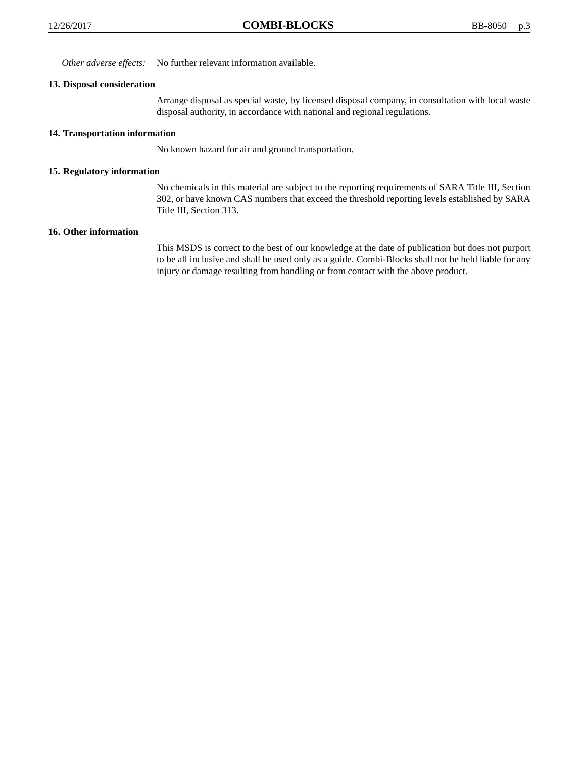*Other adverse effects:* No further relevant information available.

## 13. Disposal consideration

Arrange disposal as special waste, by licensed disposal company, in consultation with local waste disposal authority, in accordance with national and regional regulations.

## 14. Transportation information

No known hazard for air and ground transportation.

## 15. Regulatory information

No chemicals in this material are subject to the reporting requirements of SARA Title III, Section 302, or have known CAS numbers that exceed the threshold reporting levels established by SARA Title III, Section 313.

## 16. Other information

This MSDS is correct to the best of our knowledge at the date of publication but does not purport to be all inclusive and shall be used only as a guide. Combi-Blocks shall not be held liable for any injury or damage resulting from handling or from contact with the above product.